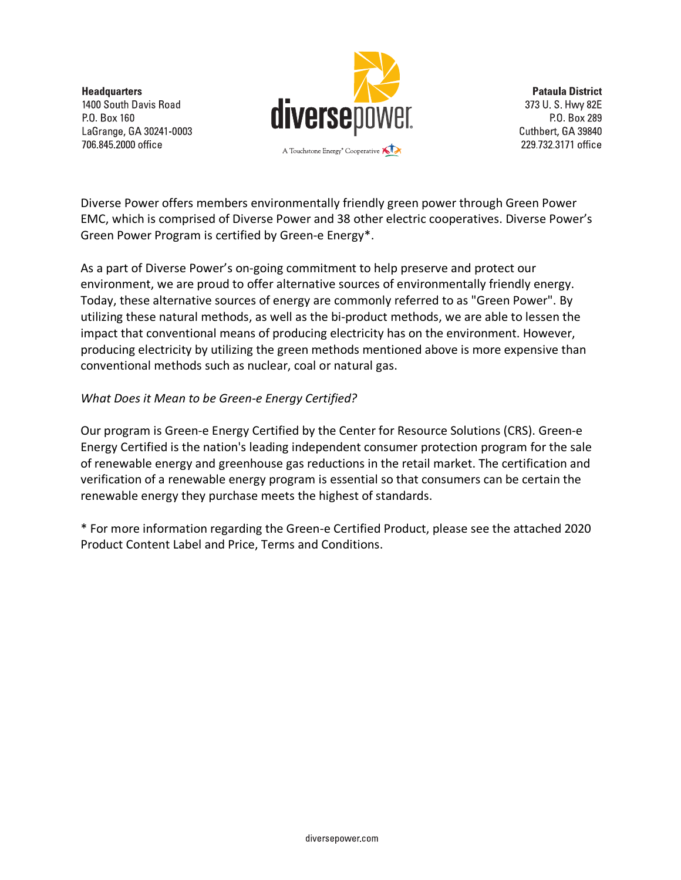**Headquarters**
1400 South Davis Road
P.O. Box 160
LaGrange, GA 30241-0003
706.845.2000 office

diversepower

A Touchstone Energy® Cooperative

**Pataula District**
373 U. S. Hwy 82E
P.O. Box 289
Cuthbert, GA 39840
229.732.3171 office

Diverse Power offers members environmentally friendly green power through Green Power EMC, which is comprised of Diverse Power and 38 other electric cooperatives. Diverse Power's Green Power Program is certified by Green-e Energy*.

As a part of Diverse Power's on-going commitment to help preserve and protect our environment, we are proud to offer alternative sources of environmentally friendly energy. Today, these alternative sources of energy are commonly referred to as "Green Power". By utilizing these natural methods, as well as the bi-product methods, we are able to lessen the impact that conventional means of producing electricity has on the environment. However, producing electricity by utilizing the green methods mentioned above is more expensive than conventional methods such as nuclear, coal or natural gas.

*What Does it Mean to be Green-e Energy Certified?*

Our program is Green-e Energy Certified by the Center for Resource Solutions (CRS). Green-e Energy Certified is the nation's leading independent consumer protection program for the sale of renewable energy and greenhouse gas reductions in the retail market. The certification and verification of a renewable energy program is essential so that consumers can be certain the renewable energy they purchase meets the highest of standards.

* For more information regarding the Green-e Certified Product, please see the attached 2020 Product Content Label and Price, Terms and Conditions.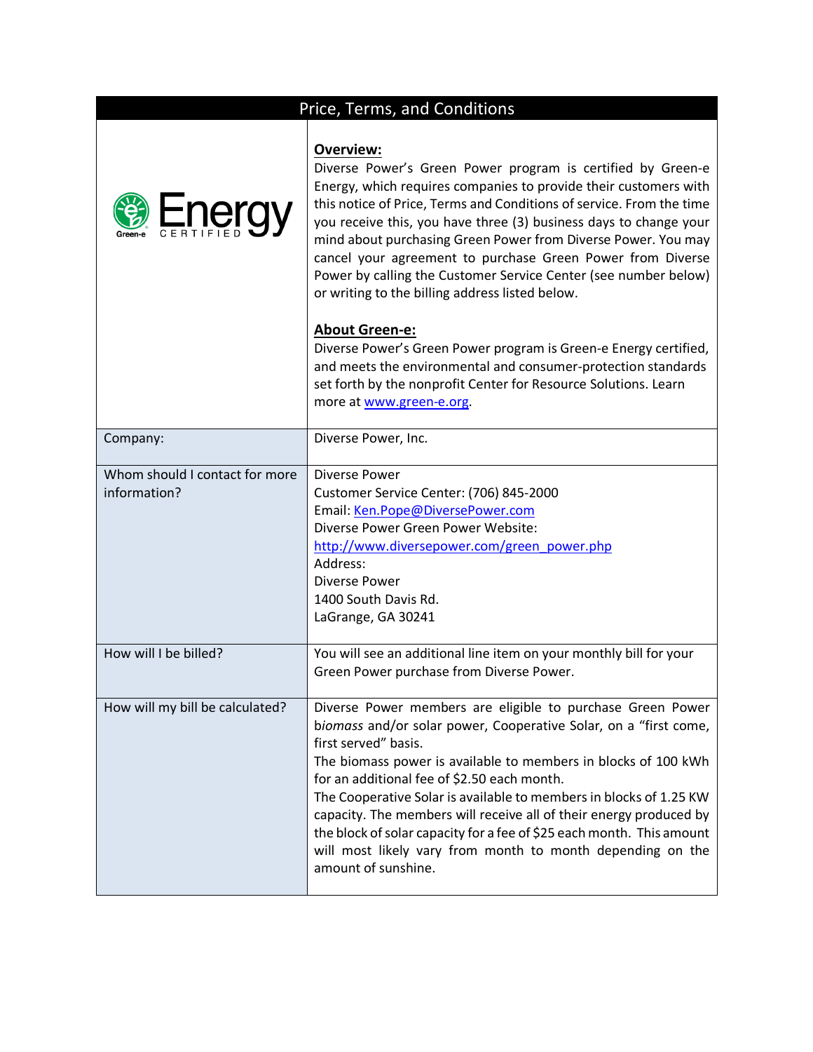| Price, Terms, and Conditions | |
|---|---|
| Green-e Energy CERTIFIED | **Overview:**<br>Diverse Power's Green Power program is certified by Green-e Energy, which requires companies to provide their customers with this notice of Price, Terms and Conditions of service. From the time you receive this, you have three (3) business days to change your mind about purchasing Green Power from Diverse Power. You may cancel your agreement to purchase Green Power from Diverse Power by calling the Customer Service Center (see number below) or writing to the billing address listed below.<br><br>**About Green-e:**<br>Diverse Power's Green Power program is Green-e Energy certified, and meets the environmental and consumer-protection standards set forth by the nonprofit Center for Resource Solutions. Learn more at www.green-e.org. |
| Company: | Diverse Power, Inc. |
| Whom should I contact for more information? | Diverse Power<br>Customer Service Center: (706) 845-2000<br>Email: Ken.Pope@DiversePower.com<br>Diverse Power Green Power Website:<br>http://www.diversepower.com/green_power.php<br>Address:<br>Diverse Power<br>1400 South Davis Rd.<br>LaGrange, GA 30241 |
| How will I be billed? | You will see an additional line item on your monthly bill for your Green Power purchase from Diverse Power. |
| How will my bill be calculated? | Diverse Power members are eligible to purchase Green Power b*iomass* and/or solar power, Cooperative Solar, on a "first come, first served" basis.<br>The biomass power is available to members in blocks of 100 kWh for an additional fee of $2.50 each month.<br>The Cooperative Solar is available to members in blocks of 1.25 KW capacity. The members will receive all of their energy produced by the block of solar capacity for a fee of $25 each month. This amount will most likely vary from month to month depending on the amount of sunshine. |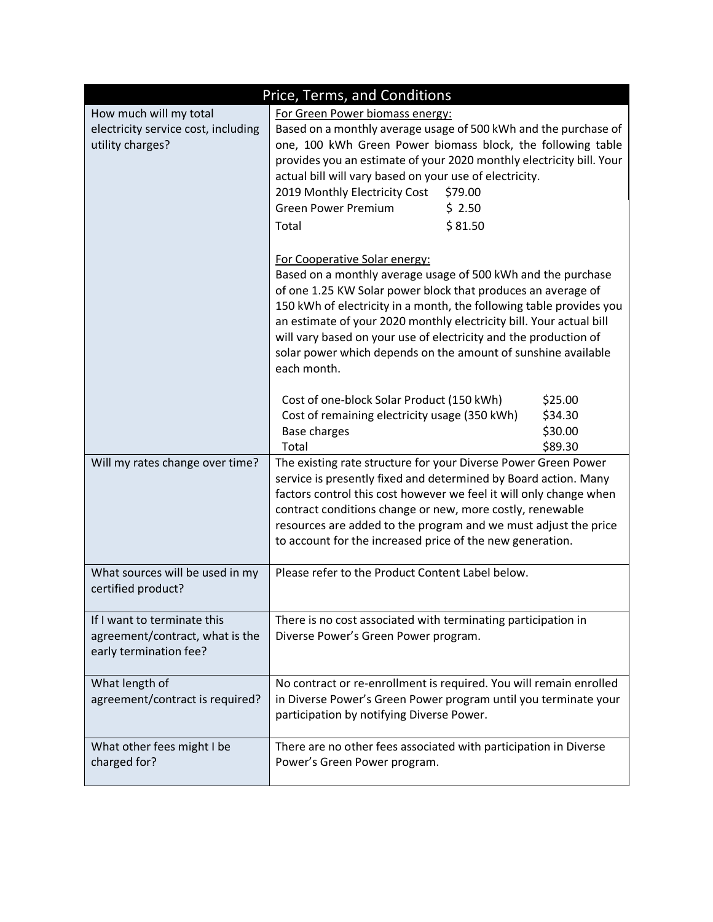| Price, Terms, and Conditions | |
|---|---|
| How much will my total electricity service cost, including utility charges? | <u>For Green Power biomass energy:</u><br>Based on a monthly average usage of 500 kWh and the purchase of one, 100 kWh Green Power biomass block, the following table provides you an estimate of your 2020 monthly electricity bill. Your actual bill will vary based on your use of electricity.<br>2019 Monthly Electricity Cost $79.00<br>Green Power Premium $ 2.50<br>Total $ 81.50<br><br><u>For Cooperative Solar energy:</u><br>Based on a monthly average usage of 500 kWh and the purchase of one 1.25 KW Solar power block that produces an average of 150 kWh of electricity in a month, the following table provides you an estimate of your 2020 monthly electricity bill. Your actual bill will vary based on your use of electricity and the production of solar power which depends on the amount of sunshine available each month.<br><br>Cost of one-block Solar Product (150 kWh) $25.00<br>Cost of remaining electricity usage (350 kWh) $34.30<br>Base charges $30.00<br>Total $89.30 |
| Will my rates change over time? | The existing rate structure for your Diverse Power Green Power service is presently fixed and determined by Board action. Many factors control this cost however we feel it will only change when contract conditions change or new, more costly, renewable resources are added to the program and we must adjust the price to account for the increased price of the new generation. |
| What sources will be used in my certified product? | Please refer to the Product Content Label below. |
| If I want to terminate this agreement/contract, what is the early termination fee? | There is no cost associated with terminating participation in Diverse Power's Green Power program. |
| What length of agreement/contract is required? | No contract or re-enrollment is required. You will remain enrolled in Diverse Power's Green Power program until you terminate your participation by notifying Diverse Power. |
| What other fees might I be charged for? | There are no other fees associated with participation in Diverse Power's Green Power program. |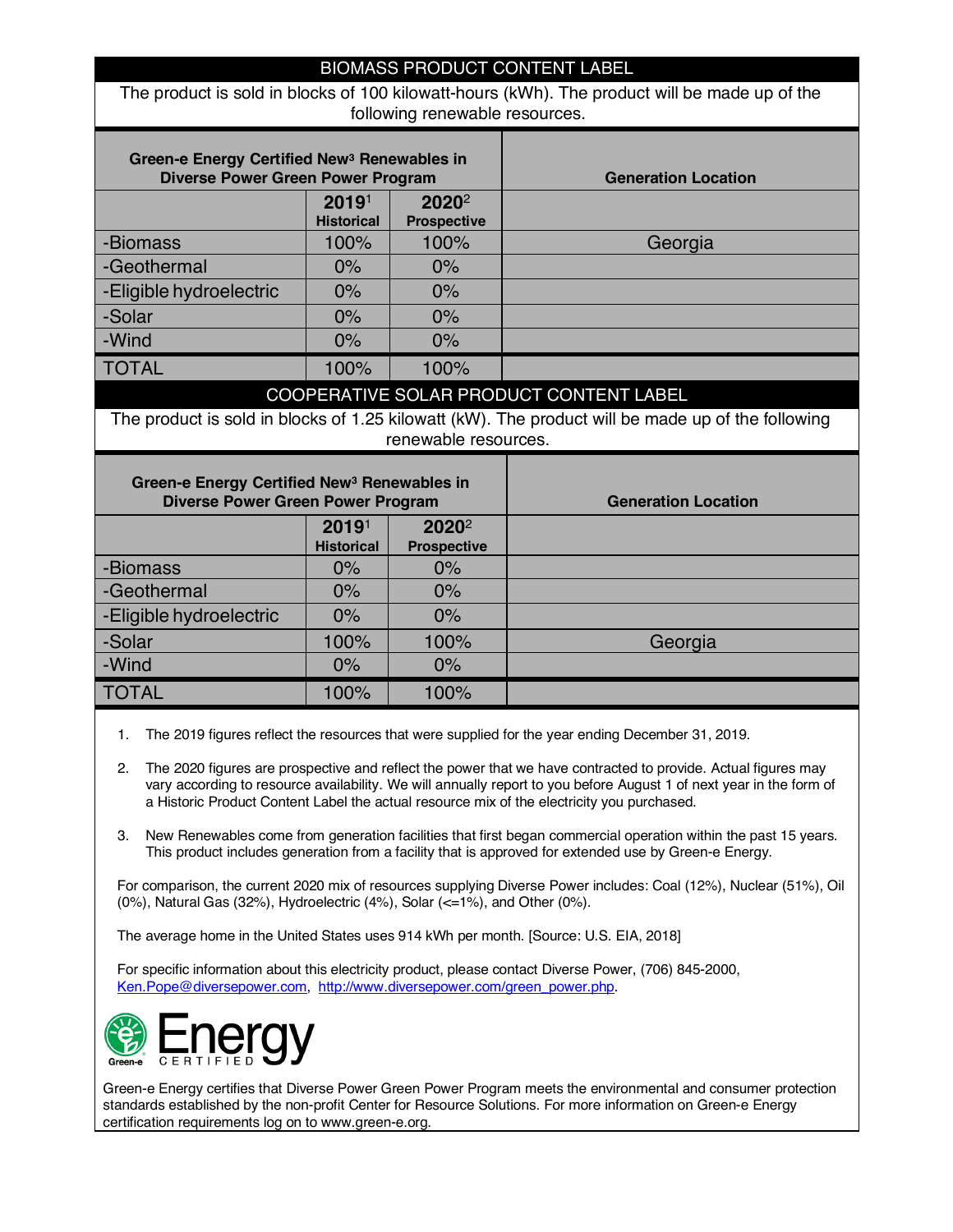## BIOMASS PRODUCT CONTENT LABEL

The product is sold in blocks of 100 kilowatt-hours (kWh). The product will be made up of the following renewable resources.

| Green-e Energy Certified New[3] Renewables in Diverse Power Green Power Program | | | Generation Location |
|---|---|---|---|
| | 2019[1] Historical | 2020[2] Prospective | |
| -Biomass | 100% | 100% | Georgia |
| -Geothermal | 0% | 0% | |
| -Eligible hydroelectric | 0% | 0% | |
| -Solar | 0% | 0% | |
| -Wind | 0% | 0% | |
| TOTAL | 100% | 100% | |

## COOPERATIVE SOLAR PRODUCT CONTENT LABEL

The product is sold in blocks of 1.25 kilowatt (kW). The product will be made up of the following renewable resources.

| Green-e Energy Certified New[3] Renewables in Diverse Power Green Power Program | | | Generation Location |
|---|---|---|---|
| | 2019[1] Historical | 2020[2] Prospective | |
| -Biomass | 0% | 0% | |
| -Geothermal | 0% | 0% | |
| -Eligible hydroelectric | 0% | 0% | |
| -Solar | 100% | 100% | Georgia |
| -Wind | 0% | 0% | |
| TOTAL | 100% | 100% | |

1. The 2019 figures reflect the resources that were supplied for the year ending December 31, 2019.
2. The 2020 figures are prospective and reflect the power that we have contracted to provide. Actual figures may vary according to resource availability. We will annually report to you before August 1 of next year in the form of a Historic Product Content Label the actual resource mix of the electricity you purchased.
3. New Renewables come from generation facilities that first began commercial operation within the past 15 years. This product includes generation from a facility that is approved for extended use by Green-e Energy.

For comparison, the current 2020 mix of resources supplying Diverse Power includes: Coal (12%), Nuclear (51%), Oil (0%), Natural Gas (32%), Hydroelectric (4%), Solar (<=1%), and Other (0%).

The average home in the United States uses 914 kWh per month. [Source: U.S. EIA, 2018]

For specific information about this electricity product, please contact Diverse Power, (706) 845-2000, Ken.Pope@diversepower.com, http://www.diversepower.com/green_power.php.

Green-e Energy CERTIFIED

Green-e Energy certifies that Diverse Power Green Power Program meets the environmental and consumer protection standards established by the non-profit Center for Resource Solutions. For more information on Green-e Energy certification requirements log on to www.green-e.org.